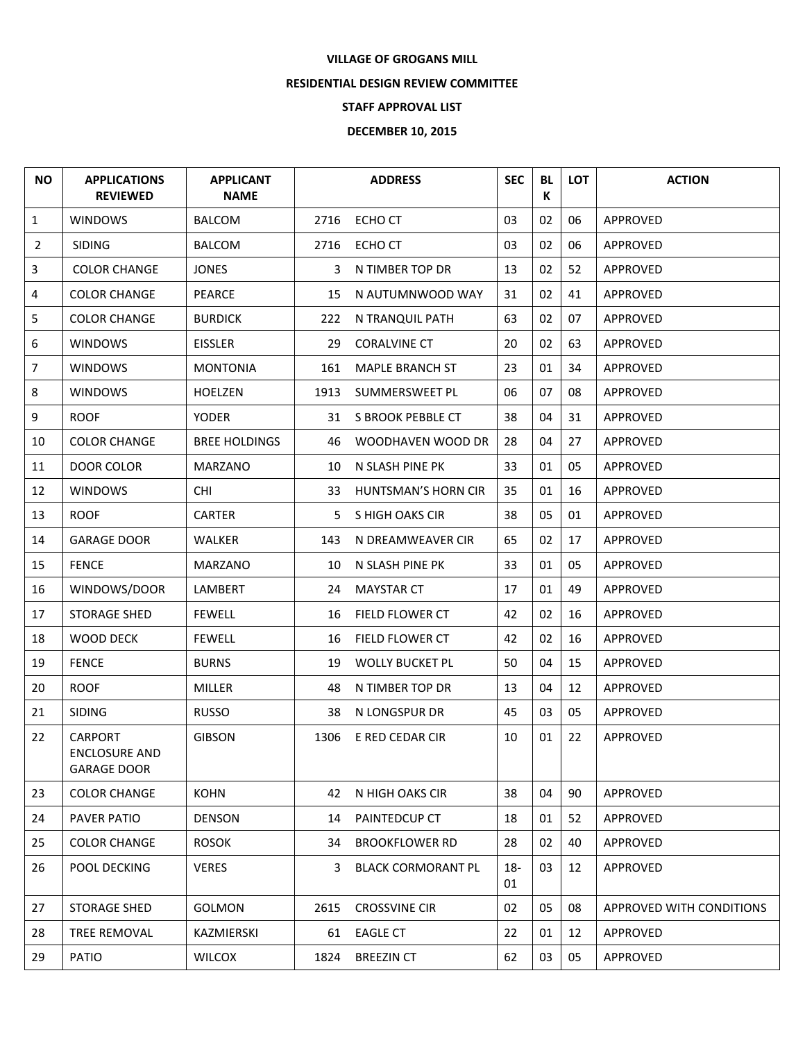**VILLAGE OF GROGANS MILL**

**RESIDENTIAL DESIGN REVIEW COMMITTEE**

**STAFF APPROVAL LIST**

**DECEMBER 10, 2015**

| NO | APPLICATIONS REVIEWED | APPLICANT NAME | ADDRESS | | SEC | BLK | LOT | ACTION |
|---|---|---|---|---|---|---|---|---|
| 1 | WINDOWS | BALCOM | 2716 | ECHO CT | 03 | 02 | 06 | APPROVED |
| 2 | SIDING | BALCOM | 2716 | ECHO CT | 03 | 02 | 06 | APPROVED |
| 3 | COLOR CHANGE | JONES | 3 | N TIMBER TOP DR | 13 | 02 | 52 | APPROVED |
| 4 | COLOR CHANGE | PEARCE | 15 | N AUTUMNWOOD WAY | 31 | 02 | 41 | APPROVED |
| 5 | COLOR CHANGE | BURDICK | 222 | N TRANQUIL PATH | 63 | 02 | 07 | APPROVED |
| 6 | WINDOWS | EISSLER | 29 | CORALVINE CT | 20 | 02 | 63 | APPROVED |
| 7 | WINDOWS | MONTONIA | 161 | MAPLE BRANCH ST | 23 | 01 | 34 | APPROVED |
| 8 | WINDOWS | HOELZEN | 1913 | SUMMERSWEET PL | 06 | 07 | 08 | APPROVED |
| 9 | ROOF | YODER | 31 | S BROOK PEBBLE CT | 38 | 04 | 31 | APPROVED |
| 10 | COLOR CHANGE | BREE HOLDINGS | 46 | WOODHAVEN WOOD DR | 28 | 04 | 27 | APPROVED |
| 11 | DOOR COLOR | MARZANO | 10 | N SLASH PINE PK | 33 | 01 | 05 | APPROVED |
| 12 | WINDOWS | CHI | 33 | HUNTSMAN'S HORN CIR | 35 | 01 | 16 | APPROVED |
| 13 | ROOF | CARTER | 5 | S HIGH OAKS CIR | 38 | 05 | 01 | APPROVED |
| 14 | GARAGE DOOR | WALKER | 143 | N DREAMWEAVER CIR | 65 | 02 | 17 | APPROVED |
| 15 | FENCE | MARZANO | 10 | N SLASH PINE PK | 33 | 01 | 05 | APPROVED |
| 16 | WINDOWS/DOOR | LAMBERT | 24 | MAYSTAR CT | 17 | 01 | 49 | APPROVED |
| 17 | STORAGE SHED | FEWELL | 16 | FIELD FLOWER CT | 42 | 02 | 16 | APPROVED |
| 18 | WOOD DECK | FEWELL | 16 | FIELD FLOWER CT | 42 | 02 | 16 | APPROVED |
| 19 | FENCE | BURNS | 19 | WOLLY BUCKET PL | 50 | 04 | 15 | APPROVED |
| 20 | ROOF | MILLER | 48 | N TIMBER TOP DR | 13 | 04 | 12 | APPROVED |
| 21 | SIDING | RUSSO | 38 | N LONGSPUR DR | 45 | 03 | 05 | APPROVED |
| 22 | CARPORT ENCLOSURE AND GARAGE DOOR | GIBSON | 1306 | E RED CEDAR CIR | 10 | 01 | 22 | APPROVED |
| 23 | COLOR CHANGE | KOHN | 42 | N HIGH OAKS CIR | 38 | 04 | 90 | APPROVED |
| 24 | PAVER PATIO | DENSON | 14 | PAINTEDCUP CT | 18 | 01 | 52 | APPROVED |
| 25 | COLOR CHANGE | ROSOK | 34 | BROOKFLOWER RD | 28 | 02 | 40 | APPROVED |
| 26 | POOL DECKING | VERES | 3 | BLACK CORMORANT PL | 18-01 | 03 | 12 | APPROVED |
| 27 | STORAGE SHED | GOLMON | 2615 | CROSSVINE CIR | 02 | 05 | 08 | APPROVED WITH CONDITIONS |
| 28 | TREE REMOVAL | KAZMIERSKI | 61 | EAGLE CT | 22 | 01 | 12 | APPROVED |
| 29 | PATIO | WILCOX | 1824 | BREEZIN CT | 62 | 03 | 05 | APPROVED |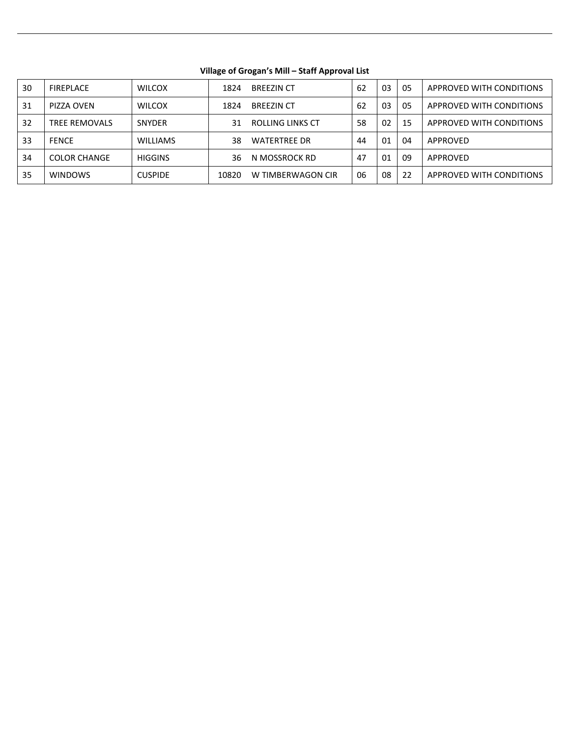**Village of Grogan's Mill – Staff Approval List**

| | | | | | | | | |
|---|---|---|---|---|---|---|---|---|
| 30 | FIREPLACE | WILCOX | 1824 | BREEZIN CT | 62 | 03 | 05 | APPROVED WITH CONDITIONS |
| 31 | PIZZA OVEN | WILCOX | 1824 | BREEZIN CT | 62 | 03 | 05 | APPROVED WITH CONDITIONS |
| 32 | TREE REMOVALS | SNYDER | 31 | ROLLING LINKS CT | 58 | 02 | 15 | APPROVED WITH CONDITIONS |
| 33 | FENCE | WILLIAMS | 38 | WATERTREE DR | 44 | 01 | 04 | APPROVED |
| 34 | COLOR CHANGE | HIGGINS | 36 | N MOSSROCK RD | 47 | 01 | 09 | APPROVED |
| 35 | WINDOWS | CUSPIDE | 10820 | W TIMBERWAGON CIR | 06 | 08 | 22 | APPROVED WITH CONDITIONS |